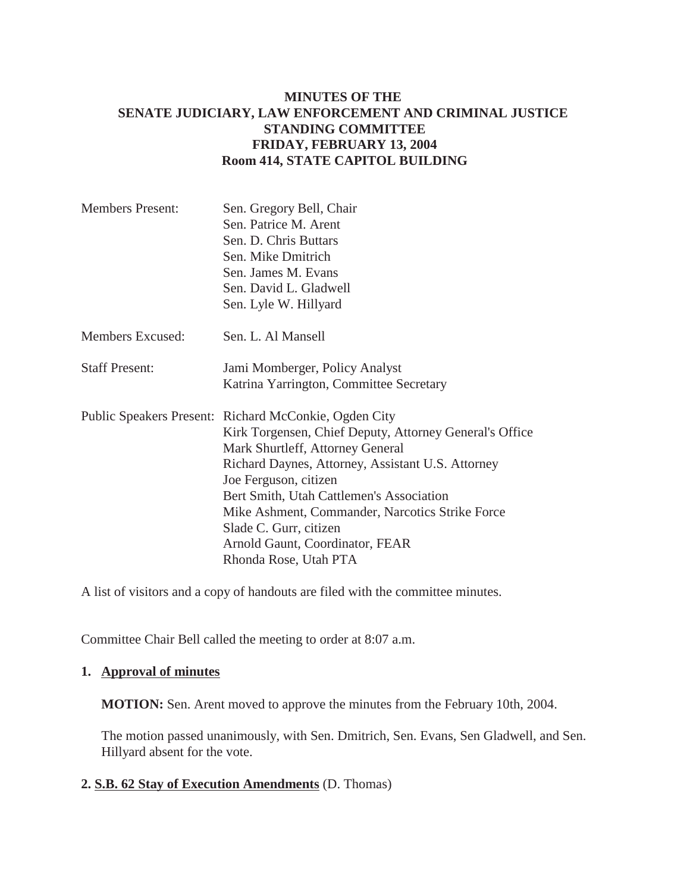# MINUTES OF THE SENATE JUDICIARY, LAW ENFORCEMENT AND CRIMINAL JUSTICE STANDING COMMITTEE

**FRIDAY, FEBRUARY 13, 2004**
**Room 414, STATE CAPITOL BUILDING**

| | |
|---|---|
| Members Present: | Sen. Gregory Bell, Chair<br>Sen. Patrice M. Arent<br>Sen. D. Chris Buttars<br>Sen. Mike Dmitrich<br>Sen. James M. Evans<br>Sen. David L. Gladwell<br>Sen. Lyle W. Hillyard |
| Members Excused: | Sen. L. Al Mansell |
| Staff Present: | Jami Momberger, Policy Analyst<br>Katrina Yarrington, Committee Secretary |
| Public Speakers Present: | Richard McConkie, Ogden City<br>Kirk Torgensen, Chief Deputy, Attorney General's Office<br>Mark Shurtleff, Attorney General<br>Richard Daynes, Attorney, Assistant U.S. Attorney<br>Joe Ferguson, citizen<br>Bert Smith, Utah Cattlemen's Association<br>Mike Ashment, Commander, Narcotics Strike Force<br>Slade C. Gurr, citizen<br>Arnold Gaunt, Coordinator, FEAR<br>Rhonda Rose, Utah PTA |

A list of visitors and a copy of handouts are filed with the committee minutes.

Committee Chair Bell called the meeting to order at 8:07 a.m.

**1. Approval of minutes**

**MOTION:** Sen. Arent moved to approve the minutes from the February 10th, 2004.

The motion passed unanimously, with Sen. Dmitrich, Sen. Evans, Sen Gladwell, and Sen. Hillyard absent for the vote.

**2. S.B. 62 Stay of Execution Amendments** (D. Thomas)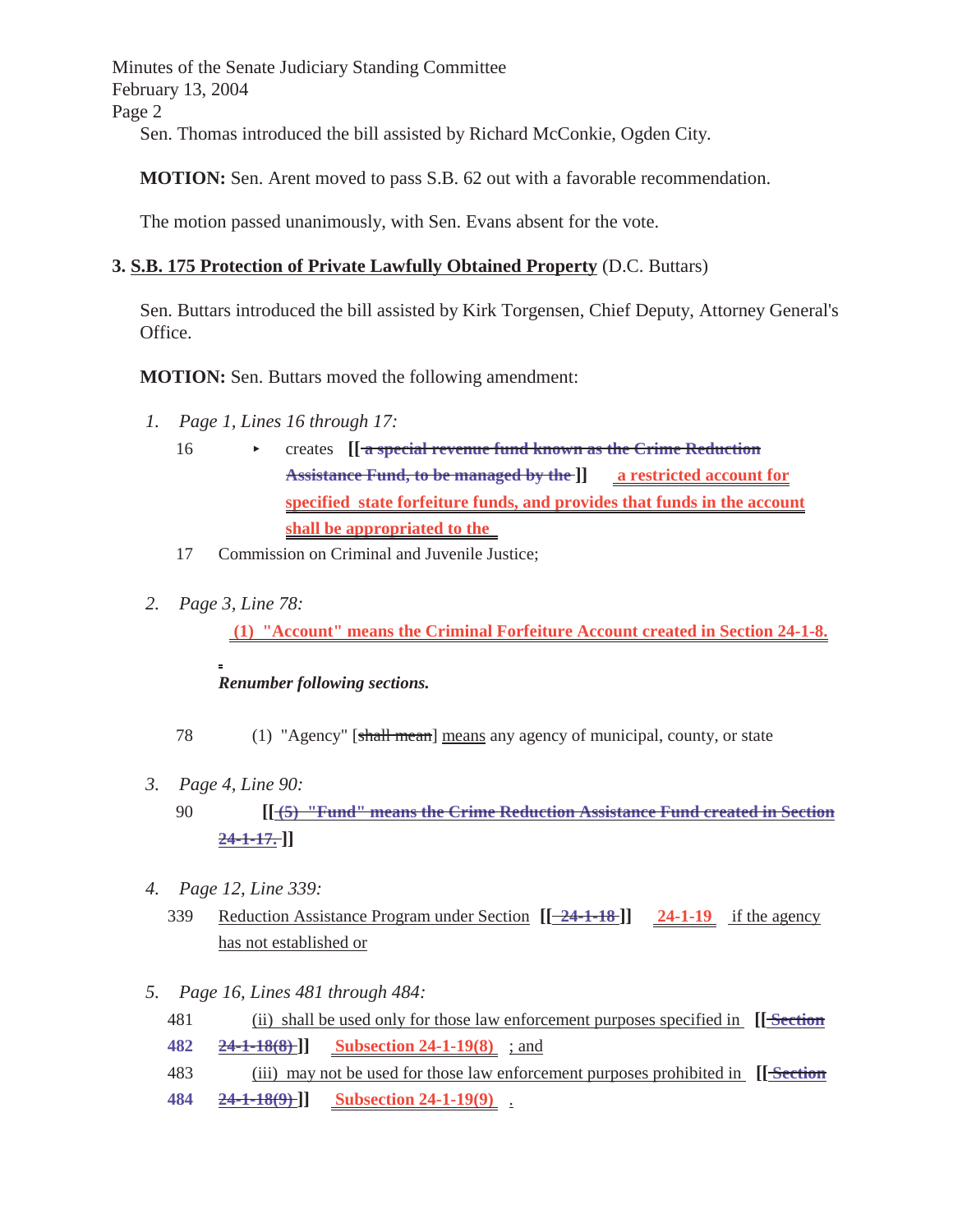Sen. Thomas introduced the bill assisted by Richard McConkie, Ogden City.

**MOTION:** Sen. Arent moved to pass S.B. 62 out with a favorable recommendation.

The motion passed unanimously, with Sen. Evans absent for the vote.

### 3. S.B. 175 Protection of Private Lawfully Obtained Property (D.C. Buttars)

Sen. Buttars introduced the bill assisted by Kirk Torgensen, Chief Deputy, Attorney General's Office.

**MOTION:** Sen. Buttars moved the following amendment:

1. *Page 1, Lines 16 through 17:*

   16 ▸ creates **[[** ~~a special revenue fund known as the Crime Reduction Assistance Fund, to be managed by the~~ **]]** a restricted account for specified state forfeiture funds, and provides that funds in the account shall be appropriated to the

   17 Commission on Criminal and Juvenile Justice;

2. *Page 3, Line 78:*

   **(1) "Account" means the Criminal Forfeiture Account created in Section 24-1-8.**

   ***Renumber following sections.***

   78 (1) "Agency" [~~shall mean~~] means any agency of municipal, county, or state

3. *Page 4, Line 90:*

   90 **[[** ~~(5) "Fund" means the Crime Reduction Assistance Fund created in Section 24-1-17.~~ **]]**

4. *Page 12, Line 339:*

   339 Reduction Assistance Program under Section **[[** ~~24-1-18~~ **]]** 24-1-19 if the agency has not established or

5. *Page 16, Lines 481 through 484:*

   481 (ii) shall be used only for those law enforcement purposes specified in **[[** ~~Section~~

   482 ~~24-1-18(8)~~ **]]** Subsection 24-1-19(8) ; and

   483 (iii) may not be used for those law enforcement purposes prohibited in **[[** ~~Section~~

   484 ~~24-1-18(9)~~ **]]** Subsection 24-1-19(9) .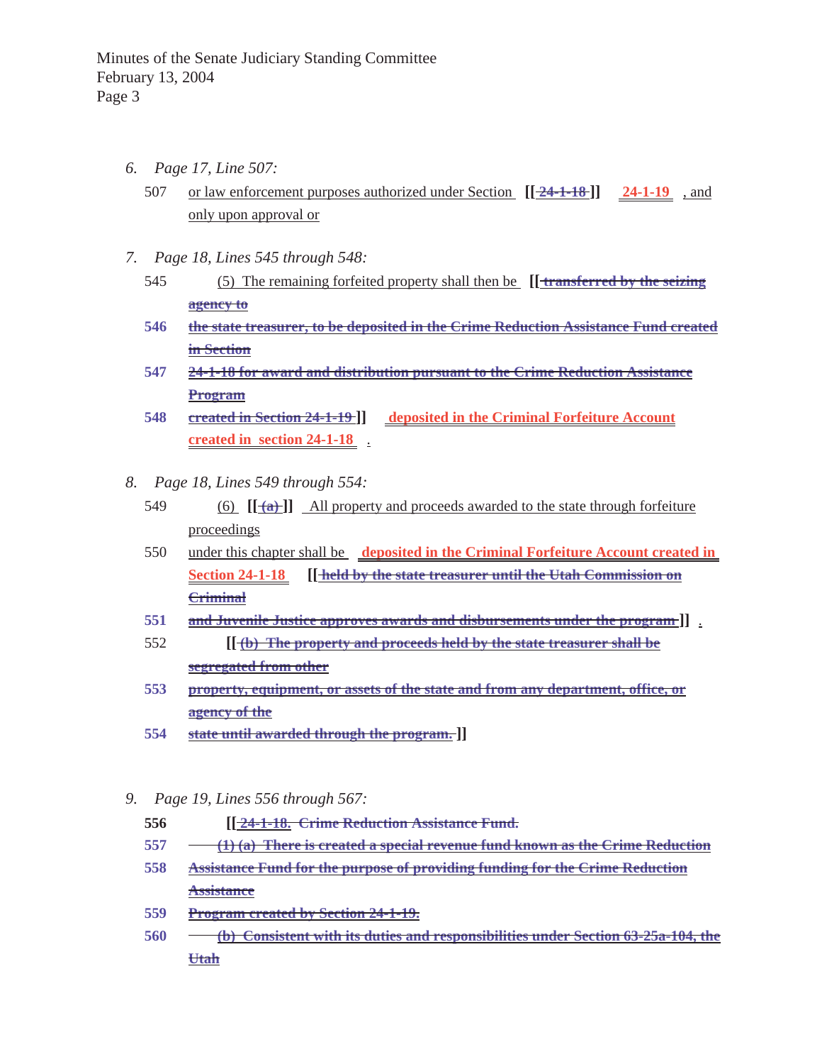6. *Page 17, Line 507:*

   507 or law enforcement purposes authorized under Section [[ ~~24-1-18~~ ]] 24-1-19 , and only upon approval or

7. *Page 18, Lines 545 through 548:*

   545 (5) The remaining forfeited property shall then be [[ ~~transferred by the seizing agency to~~

   546 ~~the state treasurer, to be deposited in the Crime Reduction Assistance Fund created in Section~~

   547 ~~24-1-18 for award and distribution pursuant to the Crime Reduction Assistance Program~~

   548 ~~created in Section 24-1-19~~ ]] deposited in the Criminal Forfeiture Account created in section 24-1-18 .

8. *Page 18, Lines 549 through 554:*

   549 (6) [[ ~~(a)~~ ]] All property and proceeds awarded to the state through forfeiture proceedings

   550 under this chapter shall be deposited in the Criminal Forfeiture Account created in Section 24-1-18 [[ ~~held by the state treasurer until the Utah Commission on Criminal~~

   551 ~~and Juvenile Justice approves awards and disbursements under the program~~ ]] .

   552 [[ ~~(b) The property and proceeds held by the state treasurer shall be segregated from other~~

   553 ~~property, equipment, or assets of the state and from any department, office, or agency of the~~

   554 ~~state until awarded through the program.~~ ]]

9. *Page 19, Lines 556 through 567:*

   556 [[ ~~24-1-18. Crime Reduction Assistance Fund.~~

   557 ~~(1) (a) There is created a special revenue fund known as the Crime Reduction~~

   558 ~~Assistance Fund for the purpose of providing funding for the Crime Reduction Assistance~~

   559 ~~Program created by Section 24-1-19.~~

   560 ~~(b) Consistent with its duties and responsibilities under Section 63-25a-104, the Utah~~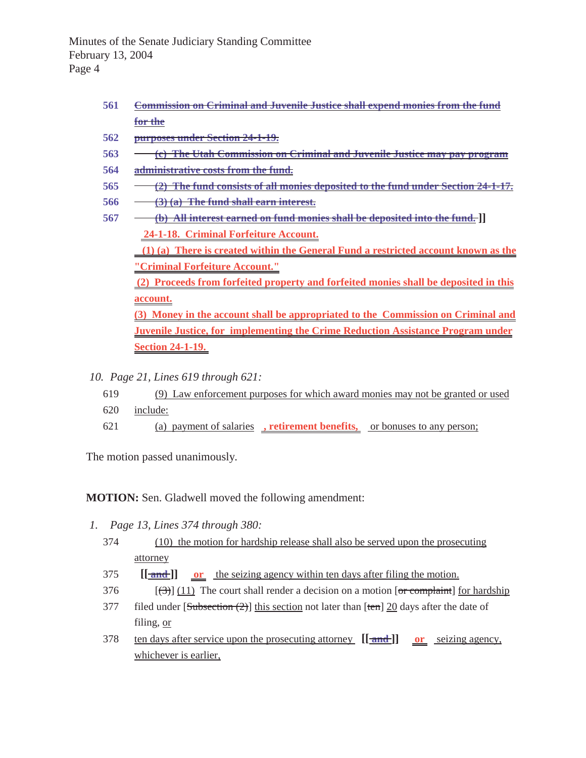561 ~~Commission on Criminal and Juvenile Justice shall expend monies from the fund for the~~

562 ~~purposes under Section 24-1-19.~~

563 ~~(c) The Utah Commission on Criminal and Juvenile Justice may pay program~~

564 ~~administrative costs from the fund.~~

565 ~~(2) The fund consists of all monies deposited to the fund under Section 24-1-17.~~

566 ~~(3) (a) The fund shall earn interest.~~

567 ~~(b) All interest earned on fund monies shall be deposited into the fund.~~ ]]

**24-1-18. Criminal Forfeiture Account.**

**(1) (a) There is created within the General Fund a restricted account known as the "Criminal Forfeiture Account."**

**(2) Proceeds from forfeited property and forfeited monies shall be deposited in this account.**

**(3) Money in the account shall be appropriated to the Commission on Criminal and Juvenile Justice, for implementing the Crime Reduction Assistance Program under Section 24-1-19.**

*10. Page 21, Lines 619 through 621:*

619 (9) Law enforcement purposes for which award monies may not be granted or used

620 include:

621 (a) payment of salaries **, retirement benefits,** or bonuses to any person;

The motion passed unanimously.

**MOTION:** Sen. Gladwell moved the following amendment:

*1. Page 13, Lines 374 through 380:*

374 (10) the motion for hardship release shall also be served upon the prosecuting attorney

375 [[ ~~and~~ ]] **or** the seizing agency within ten days after filing the motion.

376 [~~(3)~~] (11) The court shall render a decision on a motion [~~or complaint~~] for hardship

377 filed under [~~Subsection (2)~~] this section not later than [~~ten~~] 20 days after the date of filing, or

378 ten days after service upon the prosecuting attorney [[ ~~and~~ ]] **or** seizing agency, whichever is earlier,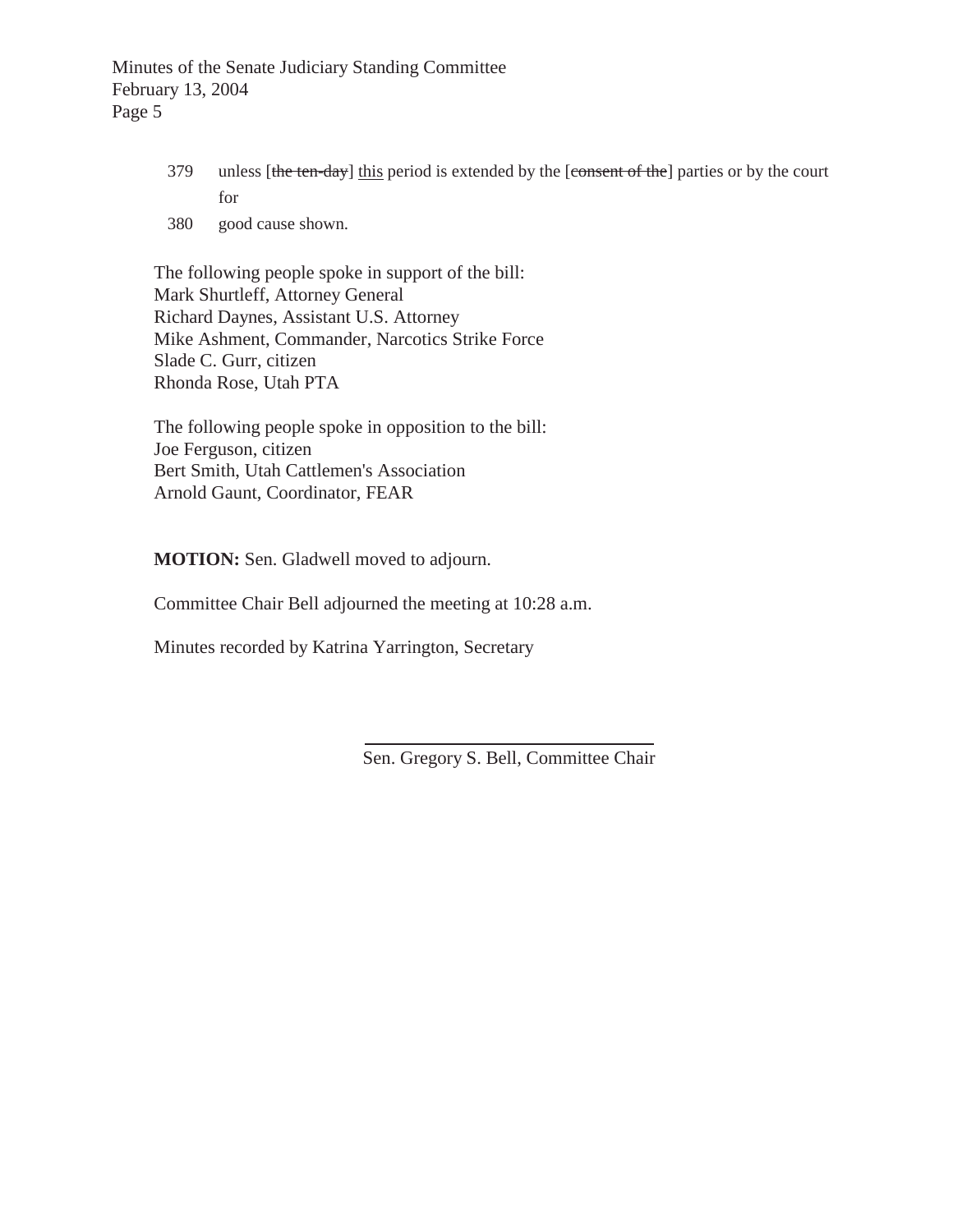379 unless [~~the ten-day~~] <u>this</u> period is extended by the [~~consent of the~~] parties or by the court for

380 good cause shown.

The following people spoke in support of the bill:
Mark Shurtleff, Attorney General
Richard Daynes, Assistant U.S. Attorney
Mike Ashment, Commander, Narcotics Strike Force
Slade C. Gurr, citizen
Rhonda Rose, Utah PTA

The following people spoke in opposition to the bill:
Joe Ferguson, citizen
Bert Smith, Utah Cattlemen's Association
Arnold Gaunt, Coordinator, FEAR

**MOTION:** Sen. Gladwell moved to adjourn.

Committee Chair Bell adjourned the meeting at 10:28 a.m.

Minutes recorded by Katrina Yarrington, Secretary

Sen. Gregory S. Bell, Committee Chair